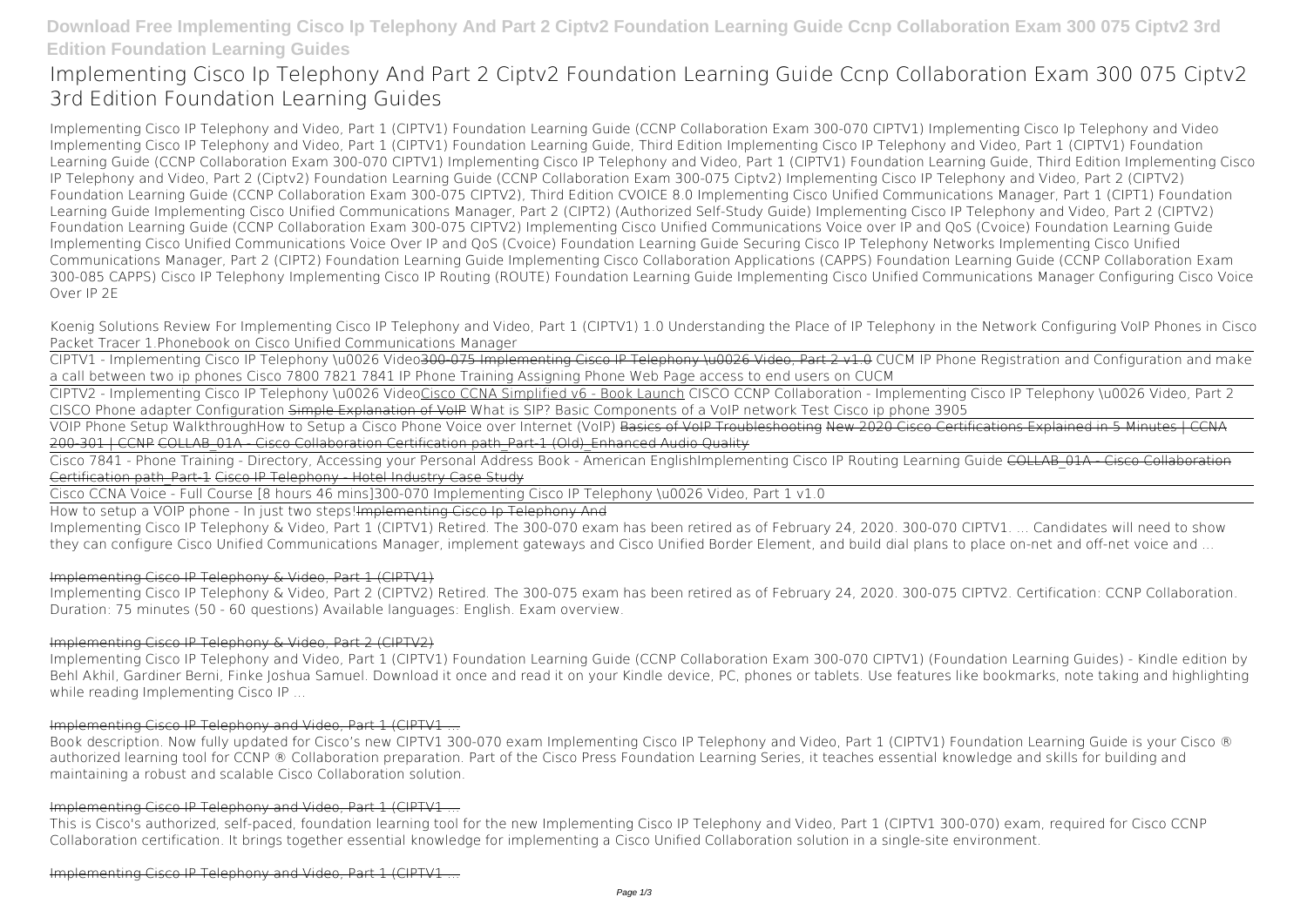**Download Free Implementing Cisco Ip Telephony And Part 2 Ciptv2 Foundation Learning Guide Ccnp Collaboration Exam 300 075 Ciptv2 3rd Edition Foundation Learning Guides**

# Implementing Cisco Ip Telephony And Part 2 Ciptv2 Foundation Learning Guide Ccnp Collaboration Exam 300 075 Ciptv2 3rd Edition Foundation Learning Guides

Implementing Cisco IP Telephony and Video, Part 1 (CIPTV1) Foundation Learning Guide (CCNP Collaboration Exam 300-070 CIPTV1) Implementing Cisco Ip Telephony and Video Implementing Cisco IP Telephony and Video, Part 1 (CIPTV1) Foundation Learning Guide, Third Edition Implementing Cisco IP Telephony and Video, Part 1 (CIPTV1) Foundation Learning Guide (CCNP Collaboration Exam 300-070 CIPTV1) Implementing Cisco IP Telephony and Video, Part 1 (CIPTV1) Foundation Learning Guide, Third Edition Implementing Cisco IP Telephony and Video, Part 2 (Ciptv2) Foundation Learning Guide (CCNP Collaboration Exam 300-075 Ciptv2) Implementing Cisco IP Telephony and Video, Part 2 (CIPTV2) Foundation Learning Guide (CCNP Collaboration Exam 300-075 CIPTV2), Third Edition CVOICE 8.0 Implementing Cisco Unified Communications Manager, Part 1 (CIPT1) Foundation Learning Guide Implementing Cisco Unified Communications Manager, Part 2 (CIPT2) (Authorized Self-Study Guide) Implementing Cisco IP Telephony and Video, Part 2 (CIPTV2) Foundation Learning Guide (CCNP Collaboration Exam 300-075 CIPTV2) Implementing Cisco Unified Communications Voice over IP and QoS (Cvoice) Foundation Learning Guide Implementing Cisco Unified Communications Voice Over IP and QoS (Cvoice) Foundation Learning Guide Securing Cisco IP Telephony Networks Implementing Cisco Unified Communications Manager, Part 2 (CIPT2) Foundation Learning Guide Implementing Cisco Collaboration Applications (CAPPS) Foundation Learning Guide (CCNP Collaboration Exam 300-085 CAPPS) Cisco IP Telephony Implementing Cisco IP Routing (ROUTE) Foundation Learning Guide Implementing Cisco Unified Communications Manager Configuring Cisco Voice Over IP 2E

Koenig Solutions Review For Implementing Cisco IP Telephony and Video, Part 1 (CIPTV1) 1.0 Understanding the Place of IP Telephony in the Network Configuring VoIP Phones in Cisco Packet Tracer 1.Phonebook on Cisco Unified Communications Manager

CIPTV1 - Implementing Cisco IP Telephony \u0026 Video~~300-075 Implementing Cisco IP Telephony \u0026 Video, Part 2 v1.0~~ CUCM IP Phone Registration and Configuration and make a call between two ip phones Cisco 7800 7821 7841 IP Phone Training Assigning Phone Web Page access to end users on CUCM

CIPTV2 - Implementing Cisco IP Telephony \u0026 VideoCisco CCNA Simplified v6 - Book Launch CISCO CCNP Collaboration - Implementing Cisco IP Telephony \u0026 Video, Part 2 CISCO Phone adapter Configuration ~~Simple Explanation of VoIP~~ What is SIP? Basic Components of a VoIP network Test Cisco ip phone 3905

VOIP Phone Setup WalkthroughHow to Setup a Cisco Phone Voice over Internet (VoIP) ~~Basics of VoIP Troubleshooting New 2020 Cisco Certifications Explained in 5 Minutes | CCNA 200-301 | CCNP COLLAB_01A - Cisco Collaboration Certification path_Part-1 (Old)_Enhanced Audio Quality~~

Cisco 7841 - Phone Training - Directory, Accessing your Personal Address Book - American EnglishImplementing Cisco IP Routing Learning Guide ~~COLLAB_01A - Cisco Collaboration Certification path_Part-1 Cisco IP Telephony - Hotel Industry Case Study~~

Cisco CCNA Voice - Full Course [8 hours 46 mins]300-070 Implementing Cisco IP Telephony \u0026 Video, Part 1 v1.0

How to setup a VOIP phone - In just two steps!~~Implementing Cisco Ip Telephony And~~

Implementing Cisco IP Telephony & Video, Part 1 (CIPTV1) Retired. The 300-070 exam has been retired as of February 24, 2020. 300-070 CIPTV1. ... Candidates will need to show they can configure Cisco Unified Communications Manager, implement gateways and Cisco Unified Border Element, and build dial plans to place on-net and off-net voice and ...

### Implementing Cisco IP Telephony & Video, Part 1 (CIPTV1)

Implementing Cisco IP Telephony & Video, Part 2 (CIPTV2) Retired. The 300-075 exam has been retired as of February 24, 2020. 300-075 CIPTV2. Certification: CCNP Collaboration. Duration: 75 minutes (50 - 60 questions) Available languages: English. Exam overview.

### Implementing Cisco IP Telephony & Video, Part 2 (CIPTV2)

Implementing Cisco IP Telephony and Video, Part 1 (CIPTV1) Foundation Learning Guide (CCNP Collaboration Exam 300-070 CIPTV1) (Foundation Learning Guides) - Kindle edition by Behl Akhil, Gardiner Berni, Finke Joshua Samuel. Download it once and read it on your Kindle device, PC, phones or tablets. Use features like bookmarks, note taking and highlighting while reading Implementing Cisco IP ...

### Implementing Cisco IP Telephony and Video, Part 1 (CIPTV1 ...

Book description. Now fully updated for Cisco's new CIPTV1 300-070 exam Implementing Cisco IP Telephony and Video, Part 1 (CIPTV1) Foundation Learning Guide is your Cisco ® authorized learning tool for CCNP ® Collaboration preparation. Part of the Cisco Press Foundation Learning Series, it teaches essential knowledge and skills for building and maintaining a robust and scalable Cisco Collaboration solution.

### Implementing Cisco IP Telephony and Video, Part 1 (CIPTV1 ...

This is Cisco's authorized, self-paced, foundation learning tool for the new Implementing Cisco IP Telephony and Video, Part 1 (CIPTV1 300-070) exam, required for Cisco CCNP Collaboration certification. It brings together essential knowledge for implementing a Cisco Unified Collaboration solution in a single-site environment.

### Implementing Cisco IP Telephony and Video, Part 1 (CIPTV1 ...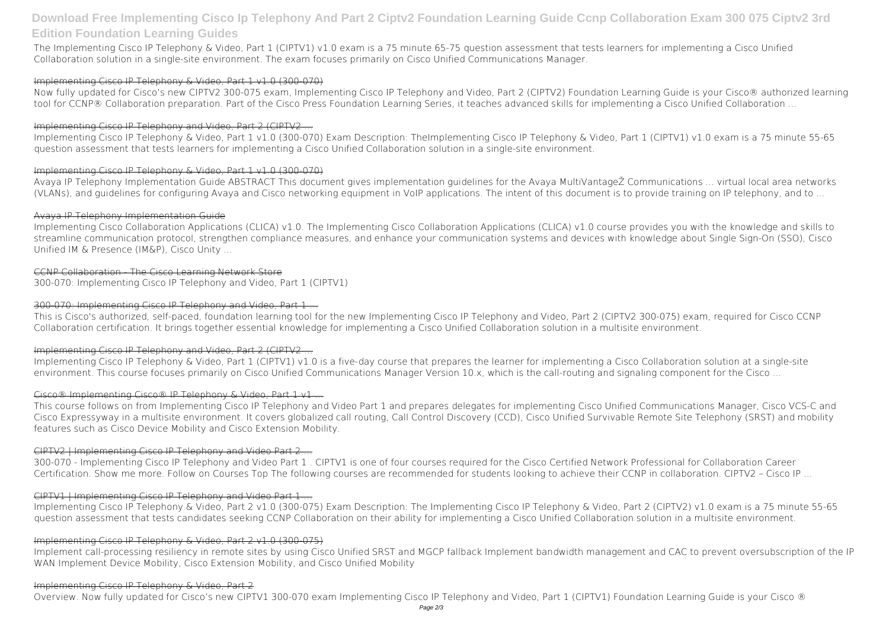The Implementing Cisco IP Telephony & Video, Part 1 (CIPTV1) v1.0 exam is a 75 minute 65-75 question assessment that tests learners for implementing a Cisco Unified Collaboration solution in a single-site environment. The exam focuses primarily on Cisco Unified Communications Manager.

## Implementing Cisco IP Telephony & Video, Part 1 v1.0 (300-070)

Now fully updated for Cisco's new CIPTV2 300-075 exam, Implementing Cisco IP Telephony and Video, Part 2 (CIPTV2) Foundation Learning Guide is your Cisco® authorized learning tool for CCNP® Collaboration preparation. Part of the Cisco Press Foundation Learning Series, it teaches advanced skills for implementing a Cisco Unified Collaboration ...

## Implementing Cisco IP Telephony and Video, Part 2 (CIPTV2 ...

Implementing Cisco IP Telephony & Video, Part 1 v1.0 (300-070) Exam Description: TheImplementing Cisco IP Telephony & Video, Part 1 (CIPTV1) v1.0 exam is a 75 minute 55-65 question assessment that tests learners for implementing a Cisco Unified Collaboration solution in a single-site environment.

## Implementing Cisco IP Telephony & Video, Part 1 v1.0 (300-070)

Avaya IP Telephony Implementation Guide ABSTRACT This document gives implementation guidelines for the Avaya MultiVantageŽ Communications ... virtual local area networks (VLANs), and guidelines for configuring Avaya and Cisco networking equipment in VoIP applications. The intent of this document is to provide training on IP telephony, and to ...

## Avaya IP Telephony Implementation Guide

Implementing Cisco Collaboration Applications (CLICA) v1.0. The Implementing Cisco Collaboration Applications (CLICA) v1.0 course provides you with the knowledge and skills to streamline communication protocol, strengthen compliance measures, and enhance your communication systems and devices with knowledge about Single Sign-On (SSO), Cisco Unified IM & Presence (IM&P), Cisco Unity ...

## CCNP Collaboration - The Cisco Learning Network Store

300-070: Implementing Cisco IP Telephony and Video, Part 1 (CIPTV1)

## 300-070: Implementing Cisco IP Telephony and Video, Part 1 ...

This is Cisco's authorized, self-paced, foundation learning tool for the new Implementing Cisco IP Telephony and Video, Part 2 (CIPTV2 300-075) exam, required for Cisco CCNP Collaboration certification. It brings together essential knowledge for implementing a Cisco Unified Collaboration solution in a multisite environment.

## Implementing Cisco IP Telephony and Video, Part 2 (CIPTV2 ...

Implementing Cisco IP Telephony & Video, Part 1 (CIPTV1) v1.0 is a five-day course that prepares the learner for implementing a Cisco Collaboration solution at a single-site environment. This course focuses primarily on Cisco Unified Communications Manager Version 10.x, which is the call-routing and signaling component for the Cisco ...

## Cisco® Implementing Cisco® IP Telephony & Video, Part 1 v1 ...

This course follows on from Implementing Cisco IP Telephony and Video Part 1 and prepares delegates for implementing Cisco Unified Communications Manager, Cisco VCS-C and Cisco Expressyway in a multisite environment. It covers globalized call routing, Call Control Discovery (CCD), Cisco Unified Survivable Remote Site Telephony (SRST) and mobility features such as Cisco Device Mobility and Cisco Extension Mobility.

## CIPTV2 | Implementing Cisco IP Telephony and Video Part 2 ...

300-070 - Implementing Cisco IP Telephony and Video Part 1 . CIPTV1 is one of four courses required for the Cisco Certified Network Professional for Collaboration Career Certification. Show me more. Follow on Courses Top The following courses are recommended for students looking to achieve their CCNP in collaboration. CIPTV2 – Cisco IP ...

## CIPTV1 | Implementing Cisco IP Telephony and Video Part 1 ...

Implementing Cisco IP Telephony & Video, Part 2 v1.0 (300-075) Exam Description: The Implementing Cisco IP Telephony & Video, Part 2 (CIPTV2) v1.0 exam is a 75 minute 55-65 question assessment that tests candidates seeking CCNP Collaboration on their ability for implementing a Cisco Unified Collaboration solution in a multisite environment.

## Implementing Cisco IP Telephony & Video, Part 2 v1.0 (300-075)

Implement call-processing resiliency in remote sites by using Cisco Unified SRST and MGCP fallback Implement bandwidth management and CAC to prevent oversubscription of the IP WAN Implement Device Mobility, Cisco Extension Mobility, and Cisco Unified Mobility

## Implementing Cisco IP Telephony & Video, Part 2

Overview. Now fully updated for Cisco's new CIPTV1 300-070 exam Implementing Cisco IP Telephony and Video, Part 1 (CIPTV1) Foundation Learning Guide is your Cisco ®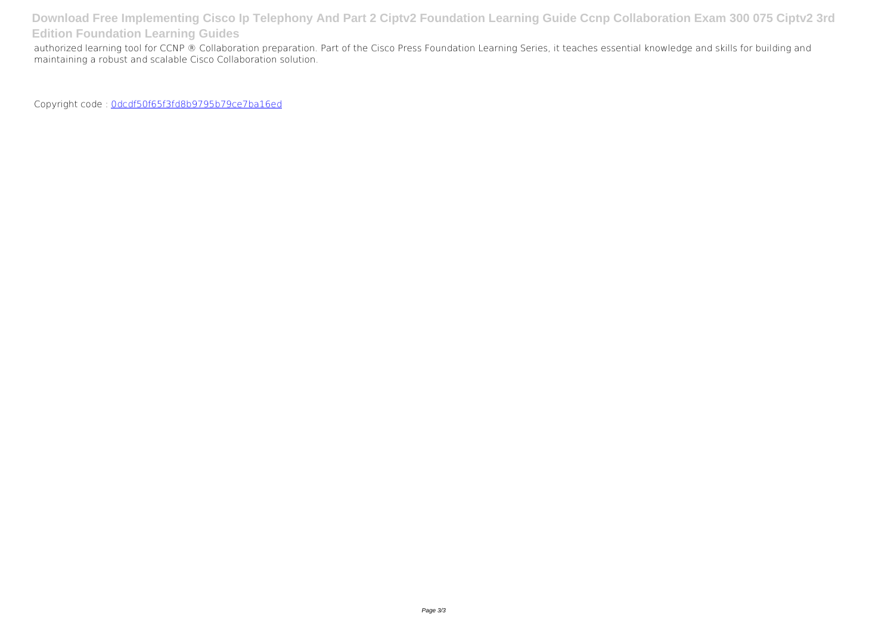authorized learning tool for CCNP ® Collaboration preparation. Part of the Cisco Press Foundation Learning Series, it teaches essential knowledge and skills for building and maintaining a robust and scalable Cisco Collaboration solution.

Copyright code : 0dcdf50f65f3fd8b9795b79ce7ba16ed